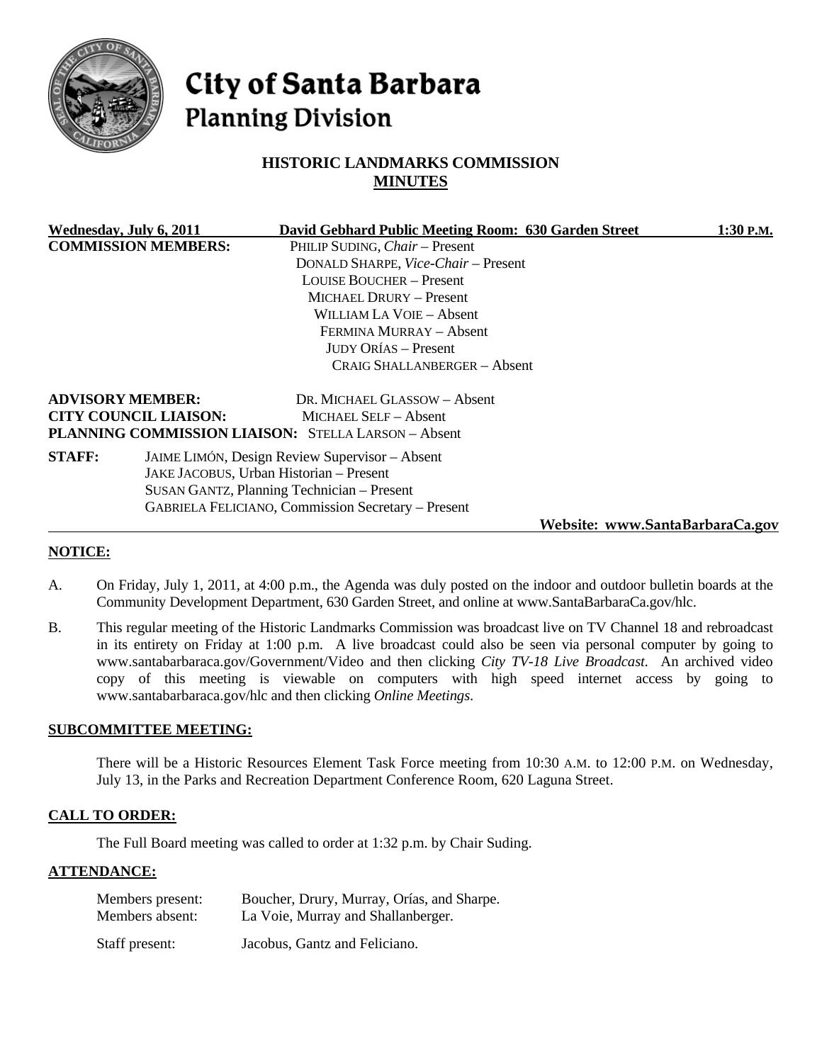# City of Santa Barbara
## Planning Division

## HISTORIC LANDMARKS COMMISSION
## MINUTES

**Wednesday, July 6, 2011** **David Gebhard Public Meeting Room: 630 Garden Street** **1:30 P.M.**

**COMMISSION MEMBERS:**
PHILIP SUDING, *Chair* – Present
DONALD SHARPE, *Vice-Chair* – Present
LOUISE BOUCHER – Present
MICHAEL DRURY – Present
WILLIAM LA VOIE – Absent
FERMINA MURRAY – Absent
JUDY ORÍAS – Present
CRAIG SHALLANBERGER – Absent

**ADVISORY MEMBER:** DR. MICHAEL GLASSOW – Absent
**CITY COUNCIL LIAISON:** MICHAEL SELF – Absent
**PLANNING COMMISSION LIAISON:** STELLA LARSON – Absent

**STAFF:**
JAIME LIMÓN, Design Review Supervisor – Absent
JAKE JACOBUS, Urban Historian – Present
SUSAN GANTZ, Planning Technician – Present
GABRIELA FELICIANO, Commission Secretary – Present

**Website: www.SantaBarbaraCa.gov**

**NOTICE:**

A. On Friday, July 1, 2011, at 4:00 p.m., the Agenda was duly posted on the indoor and outdoor bulletin boards at the Community Development Department, 630 Garden Street, and online at www.SantaBarbaraCa.gov/hlc.

B. This regular meeting of the Historic Landmarks Commission was broadcast live on TV Channel 18 and rebroadcast in its entirety on Friday at 1:00 p.m. A live broadcast could also be seen via personal computer by going to www.santabarbaraca.gov/Government/Video and then clicking *City TV-18 Live Broadcast*. An archived video copy of this meeting is viewable on computers with high speed internet access by going to www.santabarbaraca.gov/hlc and then clicking *Online Meetings*.

**SUBCOMMITTEE MEETING:**

There will be a Historic Resources Element Task Force meeting from 10:30 A.M. to 12:00 P.M. on Wednesday, July 13, in the Parks and Recreation Department Conference Room, 620 Laguna Street.

**CALL TO ORDER:**

The Full Board meeting was called to order at 1:32 p.m. by Chair Suding.

**ATTENDANCE:**

Members present: Boucher, Drury, Murray, Orías, and Sharpe.
Members absent: La Voie, Murray and Shallanberger.

Staff present: Jacobus, Gantz and Feliciano.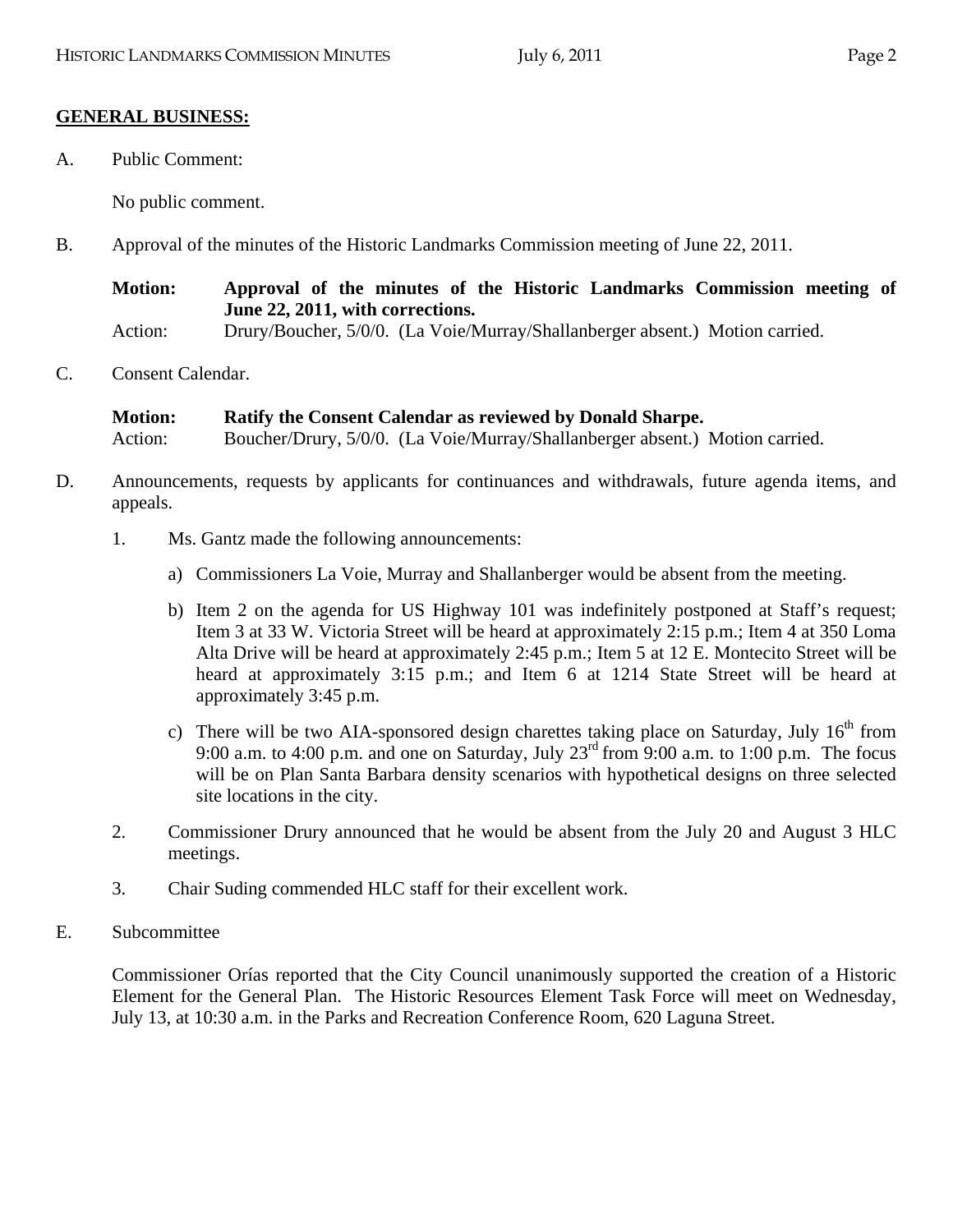**GENERAL BUSINESS:**

A. Public Comment:

No public comment.

B. Approval of the minutes of the Historic Landmarks Commission meeting of June 22, 2011.

**Motion: Approval of the minutes of the Historic Landmarks Commission meeting of June 22, 2011, with corrections.**
Action: Drury/Boucher, 5/0/0. (La Voie/Murray/Shallanberger absent.) Motion carried.

C. Consent Calendar.

**Motion: Ratify the Consent Calendar as reviewed by Donald Sharpe.**
Action: Boucher/Drury, 5/0/0. (La Voie/Murray/Shallanberger absent.) Motion carried.

D. Announcements, requests by applicants for continuances and withdrawals, future agenda items, and appeals.

1. Ms. Gantz made the following announcements:

   a) Commissioners La Voie, Murray and Shallanberger would be absent from the meeting.

   b) Item 2 on the agenda for US Highway 101 was indefinitely postponed at Staff's request; Item 3 at 33 W. Victoria Street will be heard at approximately 2:15 p.m.; Item 4 at 350 Loma Alta Drive will be heard at approximately 2:45 p.m.; Item 5 at 12 E. Montecito Street will be heard at approximately 3:15 p.m.; and Item 6 at 1214 State Street will be heard at approximately 3:45 p.m.

   c) There will be two AIA-sponsored design charettes taking place on Saturday, July 16th from 9:00 a.m. to 4:00 p.m. and one on Saturday, July 23rd from 9:00 a.m. to 1:00 p.m. The focus will be on Plan Santa Barbara density scenarios with hypothetical designs on three selected site locations in the city.

2. Commissioner Drury announced that he would be absent from the July 20 and August 3 HLC meetings.

3. Chair Suding commended HLC staff for their excellent work.

E. Subcommittee

Commissioner Orías reported that the City Council unanimously supported the creation of a Historic Element for the General Plan. The Historic Resources Element Task Force will meet on Wednesday, July 13, at 10:30 a.m. in the Parks and Recreation Conference Room, 620 Laguna Street.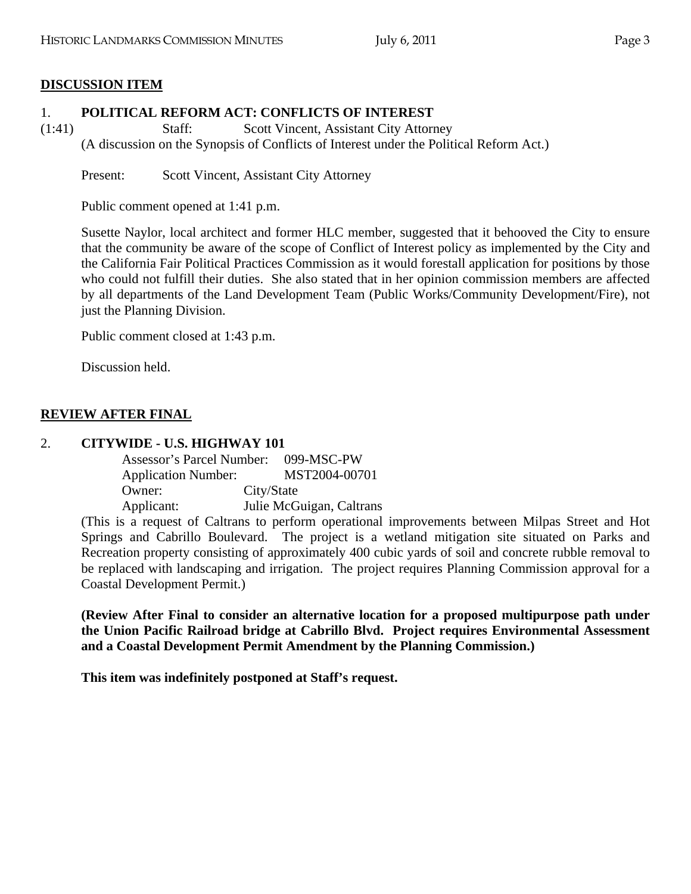## DISCUSSION ITEM

### 1. POLITICAL REFORM ACT: CONFLICTS OF INTEREST

(1:41) Staff: Scott Vincent, Assistant City Attorney

(A discussion on the Synopsis of Conflicts of Interest under the Political Reform Act.)

Present: Scott Vincent, Assistant City Attorney

Public comment opened at 1:41 p.m.

Susette Naylor, local architect and former HLC member, suggested that it behooved the City to ensure that the community be aware of the scope of Conflict of Interest policy as implemented by the City and the California Fair Political Practices Commission as it would forestall application for positions by those who could not fulfill their duties. She also stated that in her opinion commission members are affected by all departments of the Land Development Team (Public Works/Community Development/Fire), not just the Planning Division.

Public comment closed at 1:43 p.m.

Discussion held.

## REVIEW AFTER FINAL

### 2. CITYWIDE - U.S. HIGHWAY 101

Assessor's Parcel Number: 099-MSC-PW
Application Number: MST2004-00701
Owner: City/State
Applicant: Julie McGuigan, Caltrans

(This is a request of Caltrans to perform operational improvements between Milpas Street and Hot Springs and Cabrillo Boulevard. The project is a wetland mitigation site situated on Parks and Recreation property consisting of approximately 400 cubic yards of soil and concrete rubble removal to be replaced with landscaping and irrigation. The project requires Planning Commission approval for a Coastal Development Permit.)

**(Review After Final to consider an alternative location for a proposed multipurpose path under the Union Pacific Railroad bridge at Cabrillo Blvd. Project requires Environmental Assessment and a Coastal Development Permit Amendment by the Planning Commission.)**

**This item was indefinitely postponed at Staff's request.**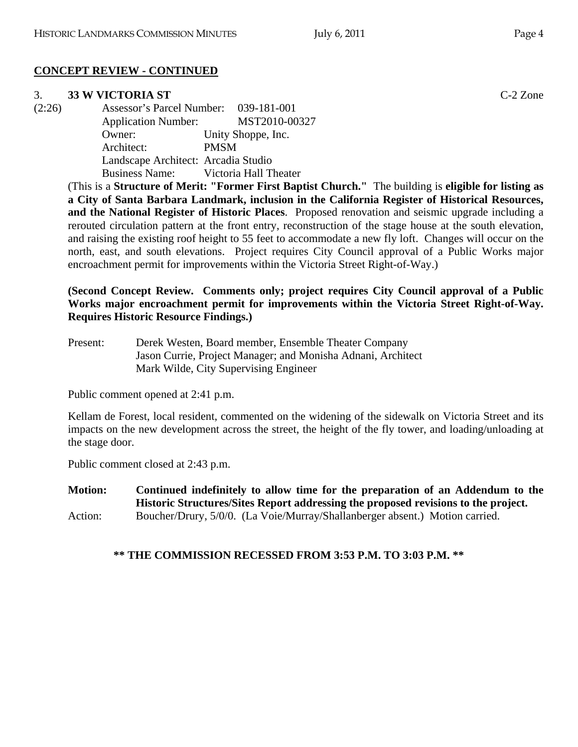## CONCEPT REVIEW - CONTINUED

3. **33 W VICTORIA ST** C-2 Zone

(2:26)
Assessor's Parcel Number: 039-181-001
Application Number: MST2010-00327
Owner: Unity Shoppe, Inc.
Architect: PMSM
Landscape Architect: Arcadia Studio
Business Name: Victoria Hall Theater

(This is a **Structure of Merit: "Former First Baptist Church."** The building is **eligible for listing as a City of Santa Barbara Landmark, inclusion in the California Register of Historical Resources, and the National Register of Historic Places**. Proposed renovation and seismic upgrade including a rerouted circulation pattern at the front entry, reconstruction of the stage house at the south elevation, and raising the existing roof height to 55 feet to accommodate a new fly loft. Changes will occur on the north, east, and south elevations. Project requires City Council approval of a Public Works major encroachment permit for improvements within the Victoria Street Right-of-Way.)

**(Second Concept Review. Comments only; project requires City Council approval of a Public Works major encroachment permit for improvements within the Victoria Street Right-of-Way. Requires Historic Resource Findings.)**

Present: Derek Westen, Board member, Ensemble Theater Company
Jason Currie, Project Manager; and Monisha Adnani, Architect
Mark Wilde, City Supervising Engineer

Public comment opened at 2:41 p.m.

Kellam de Forest, local resident, commented on the widening of the sidewalk on Victoria Street and its impacts on the new development across the street, the height of the fly tower, and loading/unloading at the stage door.

Public comment closed at 2:43 p.m.

**Motion: Continued indefinitely to allow time for the preparation of an Addendum to the Historic Structures/Sites Report addressing the proposed revisions to the project.**

Action: Boucher/Drury, 5/0/0. (La Voie/Murray/Shallanberger absent.) Motion carried.

**\*\* THE COMMISSION RECESSED FROM 3:53 P.M. TO 3:03 P.M. \*\***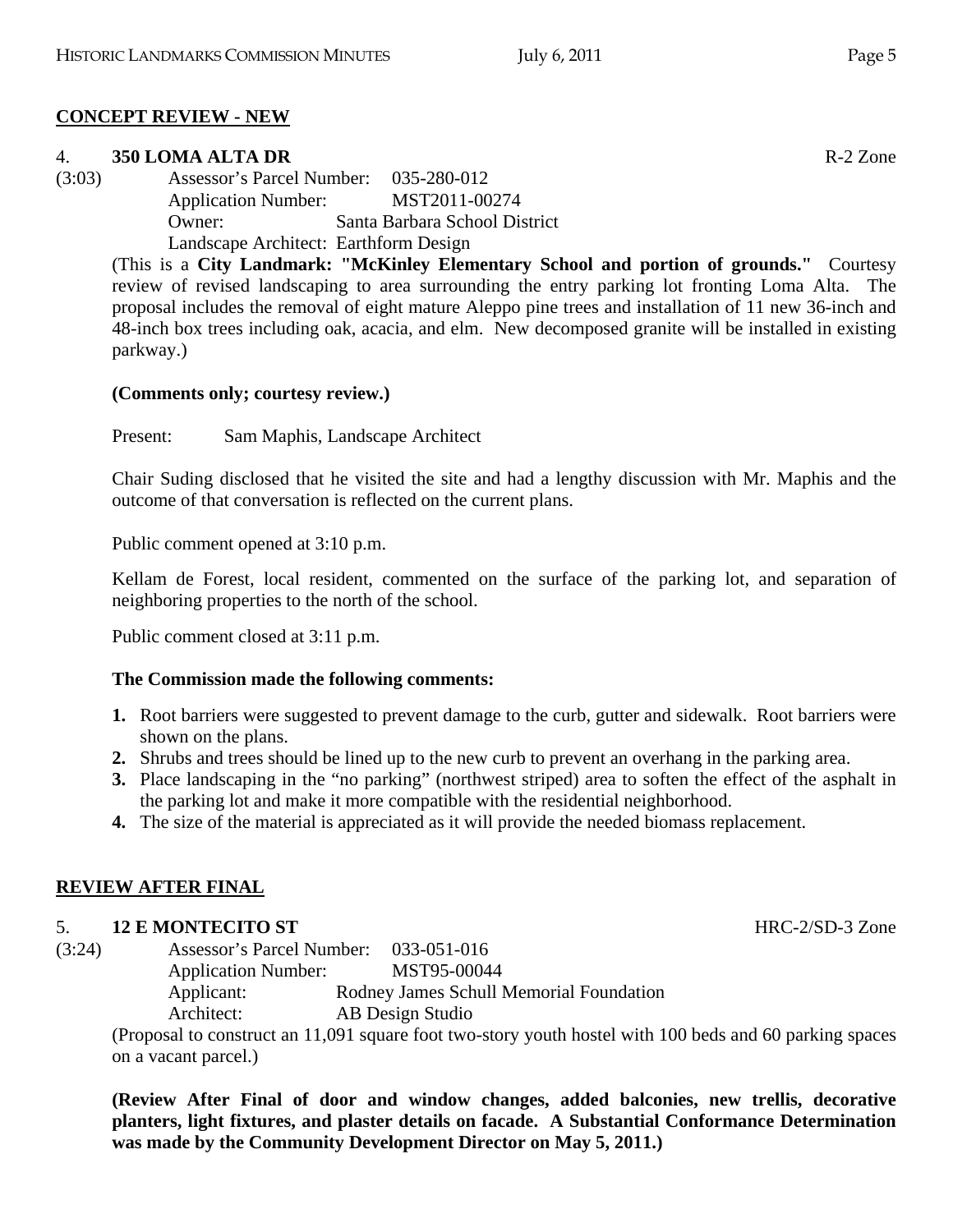## CONCEPT REVIEW - NEW

4. **350 LOMA ALTA DR** R-2 Zone

(3:03) Assessor's Parcel Number: 035-280-012
Application Number: MST2011-00274
Owner: Santa Barbara School District
Landscape Architect: Earthform Design

(This is a **City Landmark: "McKinley Elementary School and portion of grounds."** Courtesy review of revised landscaping to area surrounding the entry parking lot fronting Loma Alta. The proposal includes the removal of eight mature Aleppo pine trees and installation of 11 new 36-inch and 48-inch box trees including oak, acacia, and elm. New decomposed granite will be installed in existing parkway.)

**(Comments only; courtesy review.)**

Present: Sam Maphis, Landscape Architect

Chair Suding disclosed that he visited the site and had a lengthy discussion with Mr. Maphis and the outcome of that conversation is reflected on the current plans.

Public comment opened at 3:10 p.m.

Kellam de Forest, local resident, commented on the surface of the parking lot, and separation of neighboring properties to the north of the school.

Public comment closed at 3:11 p.m.

**The Commission made the following comments:**

1. Root barriers were suggested to prevent damage to the curb, gutter and sidewalk. Root barriers were shown on the plans.
2. Shrubs and trees should be lined up to the new curb to prevent an overhang in the parking area.
3. Place landscaping in the "no parking" (northwest striped) area to soften the effect of the asphalt in the parking lot and make it more compatible with the residential neighborhood.
4. The size of the material is appreciated as it will provide the needed biomass replacement.

## REVIEW AFTER FINAL

5. **12 E MONTECITO ST** HRC-2/SD-3 Zone

(3:24) Assessor's Parcel Number: 033-051-016
Application Number: MST95-00044
Applicant: Rodney James Schull Memorial Foundation
Architect: AB Design Studio

(Proposal to construct an 11,091 square foot two-story youth hostel with 100 beds and 60 parking spaces on a vacant parcel.)

**(Review After Final of door and window changes, added balconies, new trellis, decorative planters, light fixtures, and plaster details on facade. A Substantial Conformance Determination was made by the Community Development Director on May 5, 2011.)**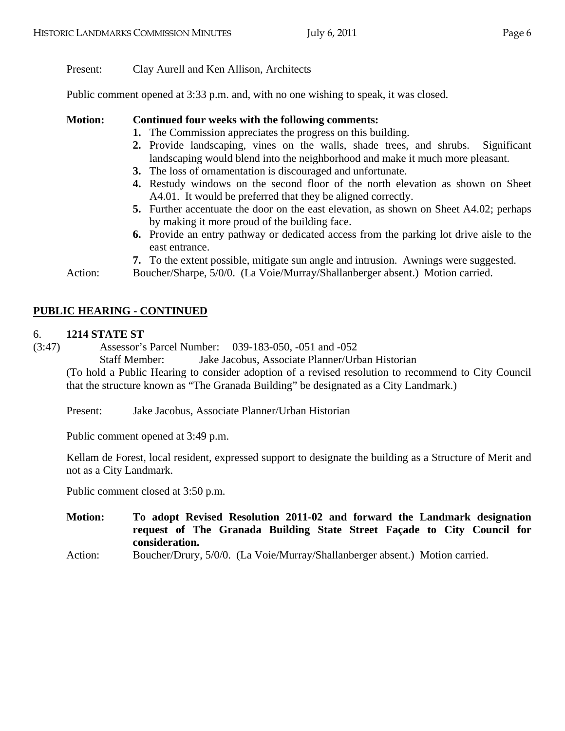Present: Clay Aurell and Ken Allison, Architects

Public comment opened at 3:33 p.m. and, with no one wishing to speak, it was closed.

**Motion: Continued four weeks with the following comments:**

1. The Commission appreciates the progress on this building.
2. Provide landscaping, vines on the walls, shade trees, and shrubs. Significant landscaping would blend into the neighborhood and make it much more pleasant.
3. The loss of ornamentation is discouraged and unfortunate.
4. Restudy windows on the second floor of the north elevation as shown on Sheet A4.01. It would be preferred that they be aligned correctly.
5. Further accentuate the door on the east elevation, as shown on Sheet A4.02; perhaps by making it more proud of the building face.
6. Provide an entry pathway or dedicated access from the parking lot drive aisle to the east entrance.
7. To the extent possible, mitigate sun angle and intrusion. Awnings were suggested.

Action: Boucher/Sharpe, 5/0/0. (La Voie/Murray/Shallanberger absent.) Motion carried.

## PUBLIC HEARING - CONTINUED

6. **1214 STATE ST**

(3:47) Assessor's Parcel Number: 039-183-050, -051 and -052

Staff Member: Jake Jacobus, Associate Planner/Urban Historian

(To hold a Public Hearing to consider adoption of a revised resolution to recommend to City Council that the structure known as "The Granada Building" be designated as a City Landmark.)

Present: Jake Jacobus, Associate Planner/Urban Historian

Public comment opened at 3:49 p.m.

Kellam de Forest, local resident, expressed support to designate the building as a Structure of Merit and not as a City Landmark.

Public comment closed at 3:50 p.m.

**Motion: To adopt Revised Resolution 2011-02 and forward the Landmark designation request of The Granada Building State Street Façade to City Council for consideration.**

Action: Boucher/Drury, 5/0/0. (La Voie/Murray/Shallanberger absent.) Motion carried.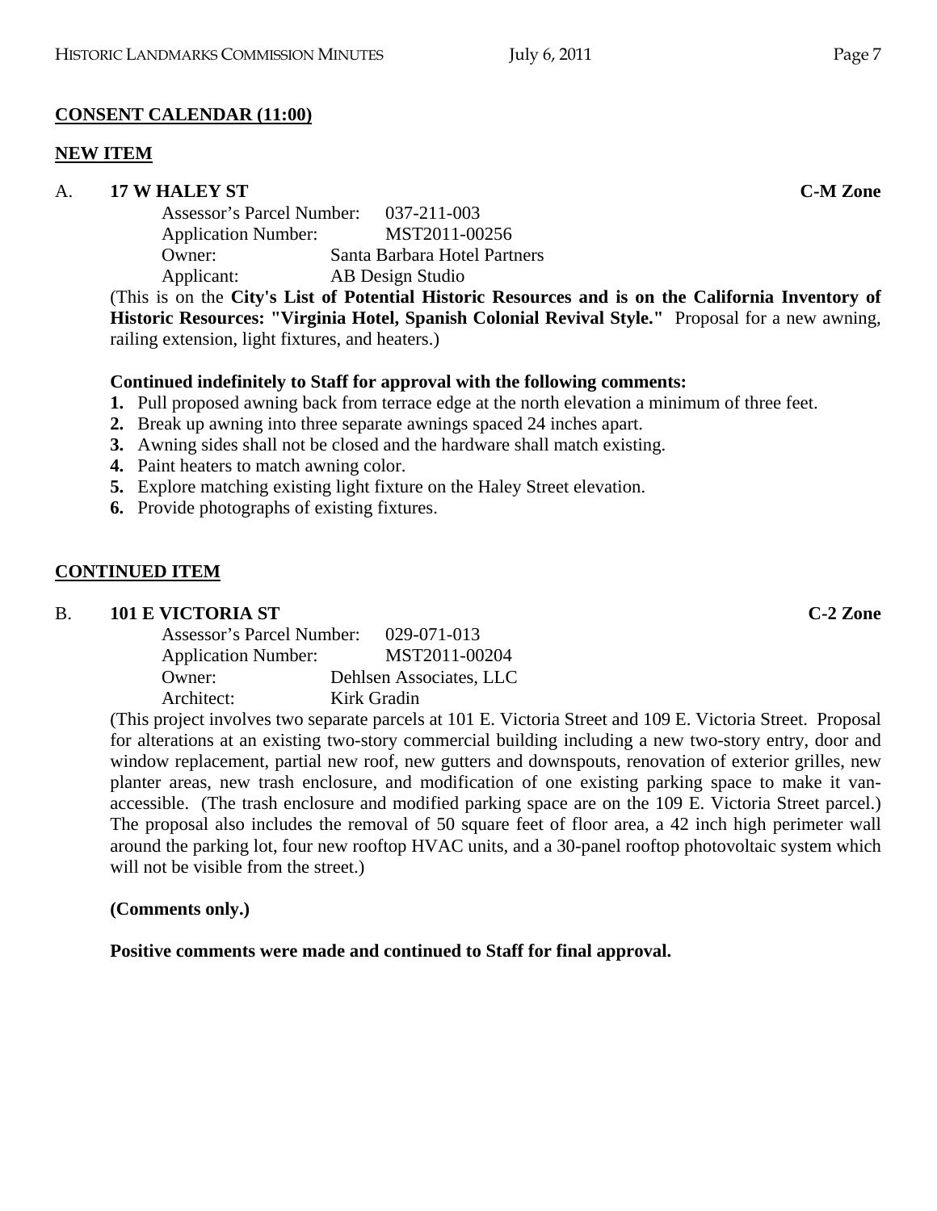**CONSENT CALENDAR (11:00)**

**NEW ITEM**

A. **17 W HALEY ST** **C-M Zone**

Assessor's Parcel Number: 037-211-003
Application Number: MST2011-00256
Owner: Santa Barbara Hotel Partners
Applicant: AB Design Studio

(This is on the **City's List of Potential Historic Resources and is on the California Inventory of Historic Resources: "Virginia Hotel, Spanish Colonial Revival Style."** Proposal for a new awning, railing extension, light fixtures, and heaters.)

**Continued indefinitely to Staff for approval with the following comments:**

1. Pull proposed awning back from terrace edge at the north elevation a minimum of three feet.
2. Break up awning into three separate awnings spaced 24 inches apart.
3. Awning sides shall not be closed and the hardware shall match existing.
4. Paint heaters to match awning color.
5. Explore matching existing light fixture on the Haley Street elevation.
6. Provide photographs of existing fixtures.

**CONTINUED ITEM**

B. **101 E VICTORIA ST** **C-2 Zone**

Assessor's Parcel Number: 029-071-013
Application Number: MST2011-00204
Owner: Dehlsen Associates, LLC
Architect: Kirk Gradin

(This project involves two separate parcels at 101 E. Victoria Street and 109 E. Victoria Street. Proposal for alterations at an existing two-story commercial building including a new two-story entry, door and window replacement, partial new roof, new gutters and downspouts, renovation of exterior grilles, new planter areas, new trash enclosure, and modification of one existing parking space to make it van-accessible. (The trash enclosure and modified parking space are on the 109 E. Victoria Street parcel.) The proposal also includes the removal of 50 square feet of floor area, a 42 inch high perimeter wall around the parking lot, four new rooftop HVAC units, and a 30-panel rooftop photovoltaic system which will not be visible from the street.)

**(Comments only.)**

**Positive comments were made and continued to Staff for final approval.**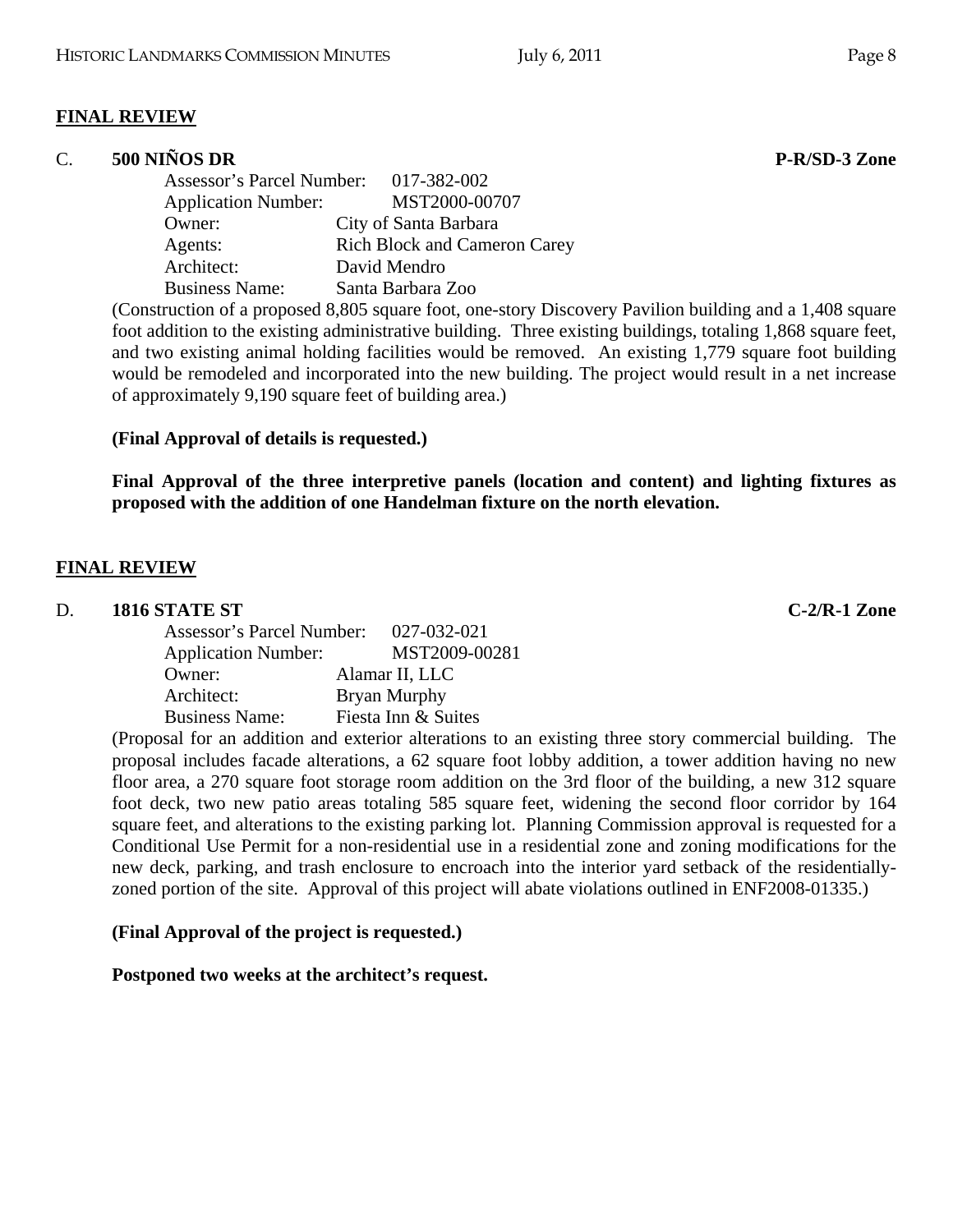## FINAL REVIEW

**C. 500 NIÑOS DR** **P-R/SD-3 Zone**

Assessor's Parcel Number: 017-382-002
Application Number: MST2000-00707
Owner: City of Santa Barbara
Agents: Rich Block and Cameron Carey
Architect: David Mendro
Business Name: Santa Barbara Zoo

(Construction of a proposed 8,805 square foot, one-story Discovery Pavilion building and a 1,408 square foot addition to the existing administrative building. Three existing buildings, totaling 1,868 square feet, and two existing animal holding facilities would be removed. An existing 1,779 square foot building would be remodeled and incorporated into the new building. The project would result in a net increase of approximately 9,190 square feet of building area.)

**(Final Approval of details is requested.)**

**Final Approval of the three interpretive panels (location and content) and lighting fixtures as proposed with the addition of one Handelman fixture on the north elevation.**

## FINAL REVIEW

**D. 1816 STATE ST** **C-2/R-1 Zone**

Assessor's Parcel Number: 027-032-021
Application Number: MST2009-00281
Owner: Alamar II, LLC
Architect: Bryan Murphy
Business Name: Fiesta Inn & Suites

(Proposal for an addition and exterior alterations to an existing three story commercial building. The proposal includes facade alterations, a 62 square foot lobby addition, a tower addition having no new floor area, a 270 square foot storage room addition on the 3rd floor of the building, a new 312 square foot deck, two new patio areas totaling 585 square feet, widening the second floor corridor by 164 square feet, and alterations to the existing parking lot. Planning Commission approval is requested for a Conditional Use Permit for a non-residential use in a residential zone and zoning modifications for the new deck, parking, and trash enclosure to encroach into the interior yard setback of the residentially-zoned portion of the site. Approval of this project will abate violations outlined in ENF2008-01335.)

**(Final Approval of the project is requested.)**

**Postponed two weeks at the architect's request.**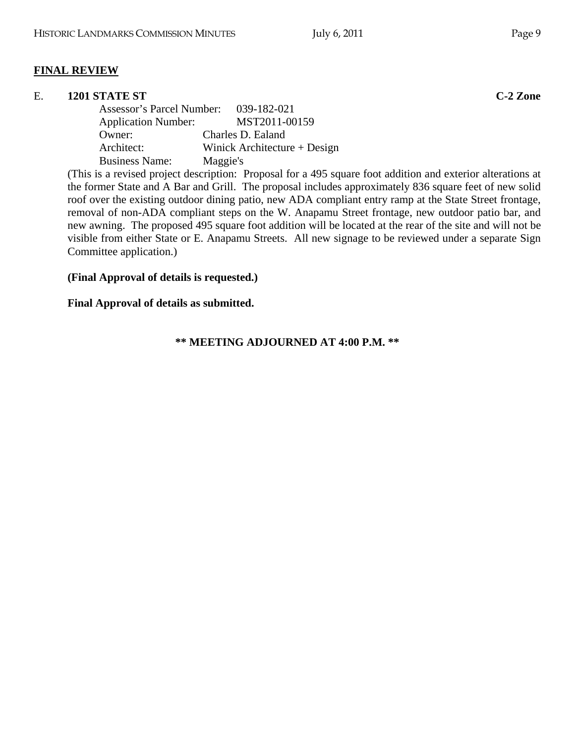## FINAL REVIEW

### E. 1201 STATE ST — C-2 Zone

Assessor's Parcel Number: 039-182-021
Application Number: MST2011-00159
Owner: Charles D. Ealand
Architect: Winick Architecture + Design
Business Name: Maggie's

(This is a revised project description: Proposal for a 495 square foot addition and exterior alterations at the former State and A Bar and Grill. The proposal includes approximately 836 square feet of new solid roof over the existing outdoor dining patio, new ADA compliant entry ramp at the State Street frontage, removal of non-ADA compliant steps on the W. Anapamu Street frontage, new outdoor patio bar, and new awning. The proposed 495 square foot addition will be located at the rear of the site and will not be visible from either State or E. Anapamu Streets. All new signage to be reviewed under a separate Sign Committee application.)

**(Final Approval of details is requested.)**

**Final Approval of details as submitted.**

**\*\* MEETING ADJOURNED AT 4:00 P.M. \*\***